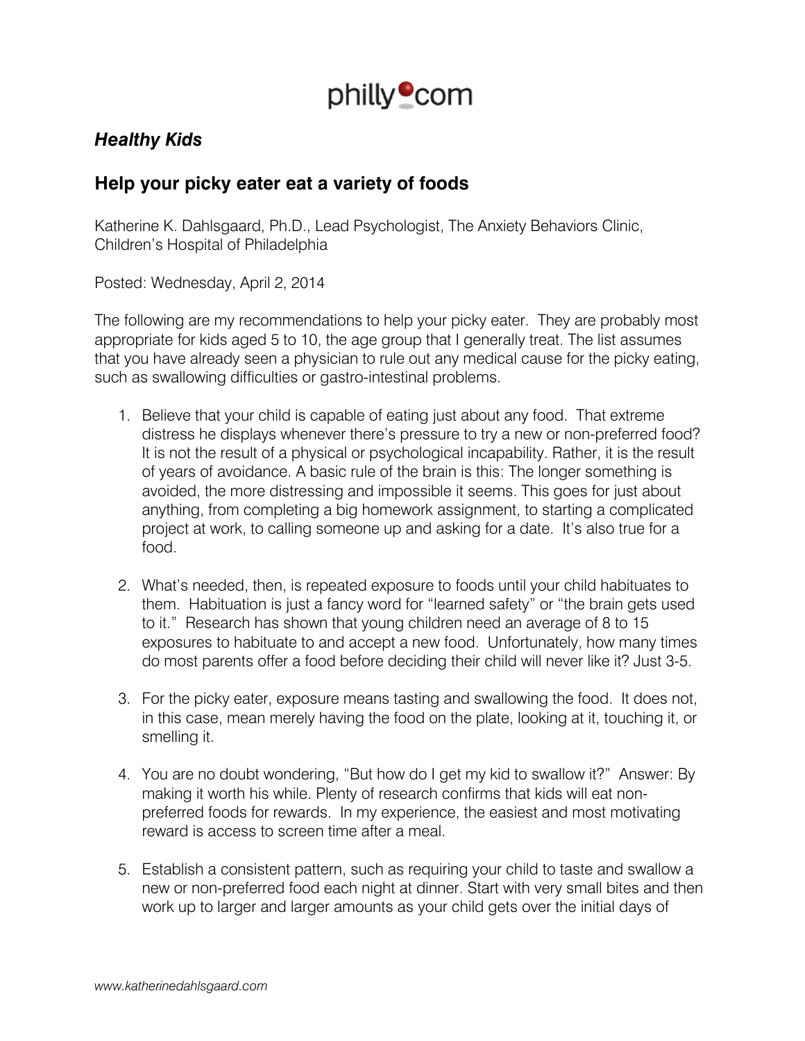# philly.com

***Healthy Kids***

## Help your picky eater eat a variety of foods

Katherine K. Dahlsgaard, Ph.D., Lead Psychologist, The Anxiety Behaviors Clinic, Children's Hospital of Philadelphia

Posted: Wednesday, April 2, 2014

The following are my recommendations to help your picky eater. They are probably most appropriate for kids aged 5 to 10, the age group that I generally treat. The list assumes that you have already seen a physician to rule out any medical cause for the picky eating, such as swallowing difficulties or gastro-intestinal problems.

1. Believe that your child is capable of eating just about any food. That extreme distress he displays whenever there's pressure to try a new or non-preferred food? It is not the result of a physical or psychological incapability. Rather, it is the result of years of avoidance. A basic rule of the brain is this: The longer something is avoided, the more distressing and impossible it seems. This goes for just about anything, from completing a big homework assignment, to starting a complicated project at work, to calling someone up and asking for a date. It's also true for a food.

2. What's needed, then, is repeated exposure to foods until your child habituates to them. Habituation is just a fancy word for "learned safety" or "the brain gets used to it." Research has shown that young children need an average of 8 to 15 exposures to habituate to and accept a new food. Unfortunately, how many times do most parents offer a food before deciding their child will never like it? Just 3-5.

3. For the picky eater, exposure means tasting and swallowing the food. It does not, in this case, mean merely having the food on the plate, looking at it, touching it, or smelling it.

4. You are no doubt wondering, "But how do I get my kid to swallow it?" Answer: By making it worth his while. Plenty of research confirms that kids will eat non-preferred foods for rewards. In my experience, the easiest and most motivating reward is access to screen time after a meal.

5. Establish a consistent pattern, such as requiring your child to taste and swallow a new or non-preferred food each night at dinner. Start with very small bites and then work up to larger and larger amounts as your child gets over the initial days of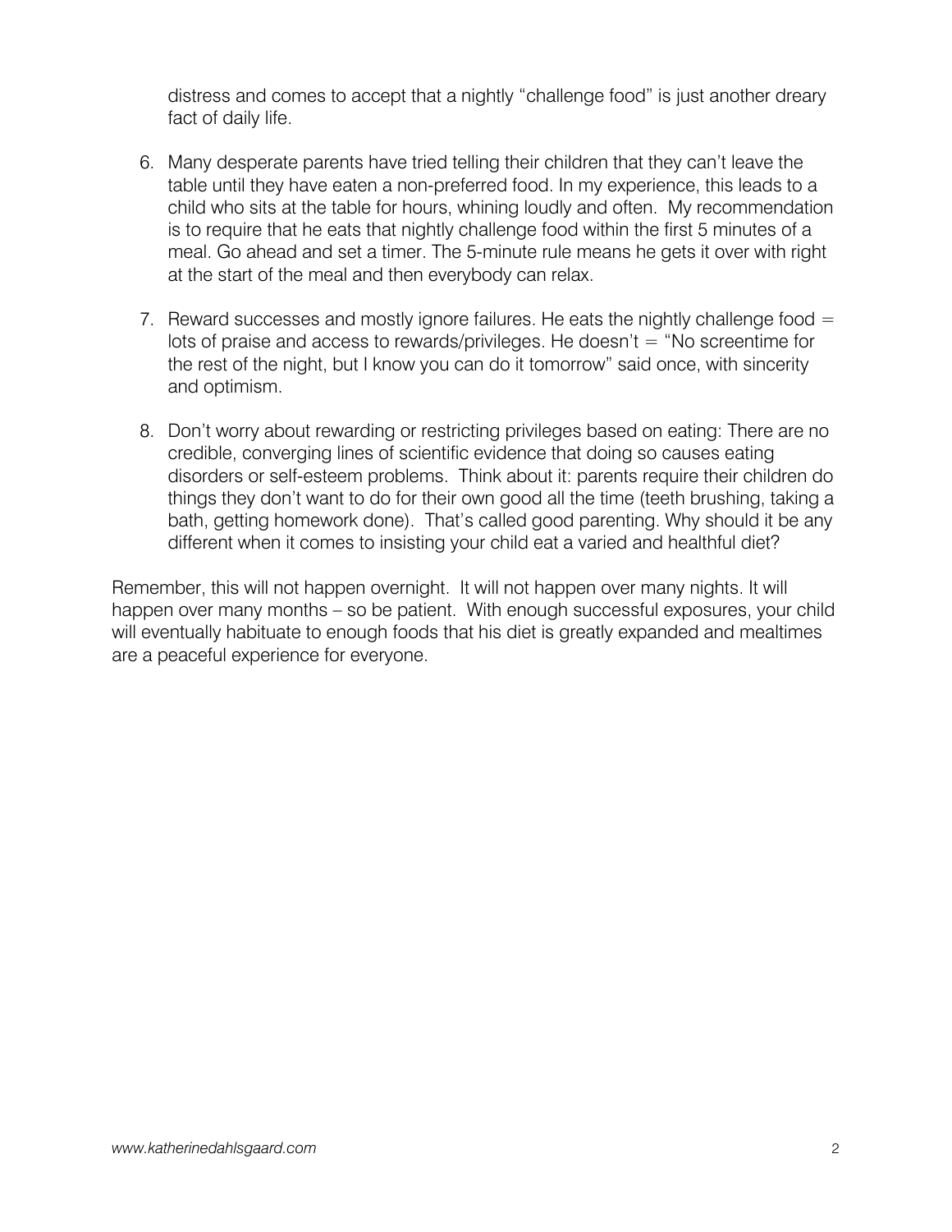distress and comes to accept that a nightly "challenge food" is just another dreary fact of daily life.

6. Many desperate parents have tried telling their children that they can't leave the table until they have eaten a non-preferred food. In my experience, this leads to a child who sits at the table for hours, whining loudly and often. My recommendation is to require that he eats that nightly challenge food within the first 5 minutes of a meal. Go ahead and set a timer. The 5-minute rule means he gets it over with right at the start of the meal and then everybody can relax.

7. Reward successes and mostly ignore failures. He eats the nightly challenge food = lots of praise and access to rewards/privileges. He doesn't = "No screentime for the rest of the night, but I know you can do it tomorrow" said once, with sincerity and optimism.

8. Don't worry about rewarding or restricting privileges based on eating: There are no credible, converging lines of scientific evidence that doing so causes eating disorders or self-esteem problems. Think about it: parents require their children do things they don't want to do for their own good all the time (teeth brushing, taking a bath, getting homework done). That's called good parenting. Why should it be any different when it comes to insisting your child eat a varied and healthful diet?

Remember, this will not happen overnight. It will not happen over many nights. It will happen over many months – so be patient. With enough successful exposures, your child will eventually habituate to enough foods that his diet is greatly expanded and mealtimes are a peaceful experience for everyone.